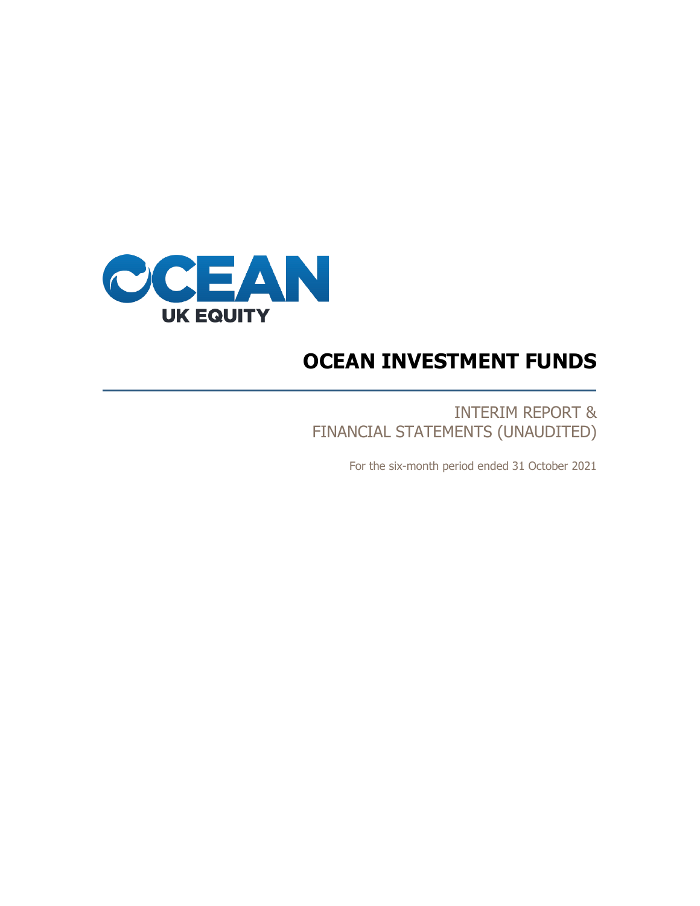OCEAN

UK EQUITY

# OCEAN INVESTMENT FUNDS

INTERIM REPORT &
FINANCIAL STATEMENTS (UNAUDITED)

For the six-month period ended 31 October 2021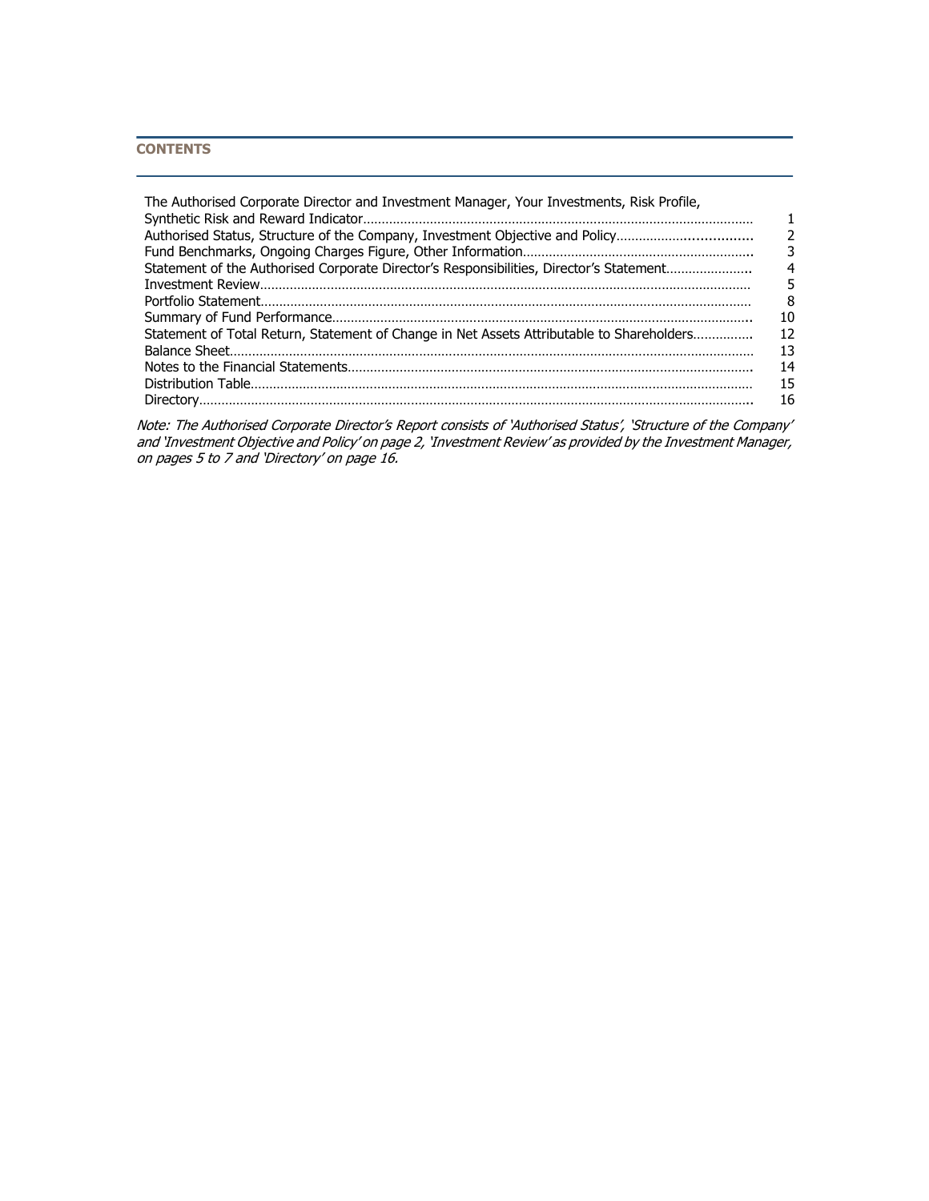## CONTENTS

| | |
|---|---|
| The Authorised Corporate Director and Investment Manager, Your Investments, Risk Profile, Synthetic Risk and Reward Indicator | 1 |
| Authorised Status, Structure of the Company, Investment Objective and Policy | 2 |
| Fund Benchmarks, Ongoing Charges Figure, Other Information | 3 |
| Statement of the Authorised Corporate Director's Responsibilities, Director's Statement | 4 |
| Investment Review | 5 |
| Portfolio Statement | 8 |
| Summary of Fund Performance | 10 |
| Statement of Total Return, Statement of Change in Net Assets Attributable to Shareholders | 12 |
| Balance Sheet | 13 |
| Notes to the Financial Statements | 14 |
| Distribution Table | 15 |
| Directory | 16 |

*Note: The Authorised Corporate Director's Report consists of 'Authorised Status', 'Structure of the Company' and 'Investment Objective and Policy' on page 2, 'Investment Review' as provided by the Investment Manager, on pages 5 to 7 and 'Directory' on page 16.*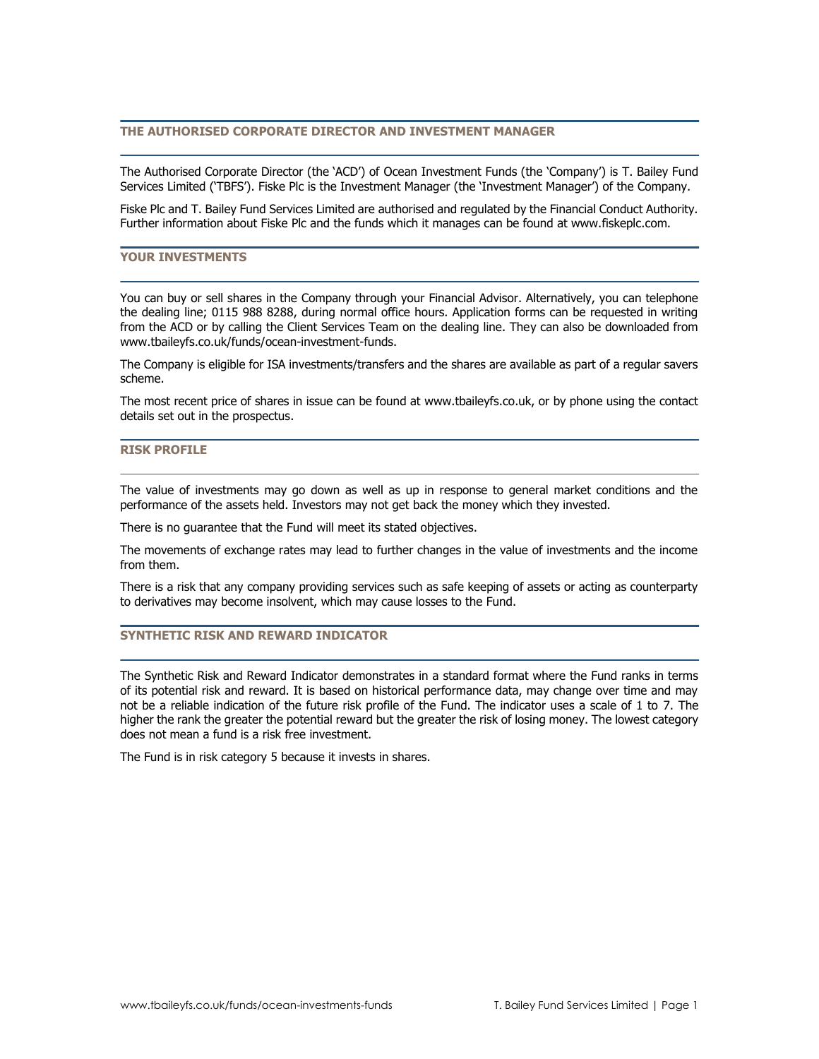## THE AUTHORISED CORPORATE DIRECTOR AND INVESTMENT MANAGER

The Authorised Corporate Director (the 'ACD') of Ocean Investment Funds (the 'Company') is T. Bailey Fund Services Limited ('TBFS'). Fiske Plc is the Investment Manager (the 'Investment Manager') of the Company.

Fiske Plc and T. Bailey Fund Services Limited are authorised and regulated by the Financial Conduct Authority. Further information about Fiske Plc and the funds which it manages can be found at www.fiskeplc.com.

## YOUR INVESTMENTS

You can buy or sell shares in the Company through your Financial Advisor. Alternatively, you can telephone the dealing line; 0115 988 8288, during normal office hours. Application forms can be requested in writing from the ACD or by calling the Client Services Team on the dealing line. They can also be downloaded from www.tbaileyfs.co.uk/funds/ocean-investment-funds.

The Company is eligible for ISA investments/transfers and the shares are available as part of a regular savers scheme.

The most recent price of shares in issue can be found at www.tbaileyfs.co.uk, or by phone using the contact details set out in the prospectus.

## RISK PROFILE

The value of investments may go down as well as up in response to general market conditions and the performance of the assets held. Investors may not get back the money which they invested.

There is no guarantee that the Fund will meet its stated objectives.

The movements of exchange rates may lead to further changes in the value of investments and the income from them.

There is a risk that any company providing services such as safe keeping of assets or acting as counterparty to derivatives may become insolvent, which may cause losses to the Fund.

## SYNTHETIC RISK AND REWARD INDICATOR

The Synthetic Risk and Reward Indicator demonstrates in a standard format where the Fund ranks in terms of its potential risk and reward. It is based on historical performance data, may change over time and may not be a reliable indication of the future risk profile of the Fund. The indicator uses a scale of 1 to 7. The higher the rank the greater the potential reward but the greater the risk of losing money. The lowest category does not mean a fund is a risk free investment.

The Fund is in risk category 5 because it invests in shares.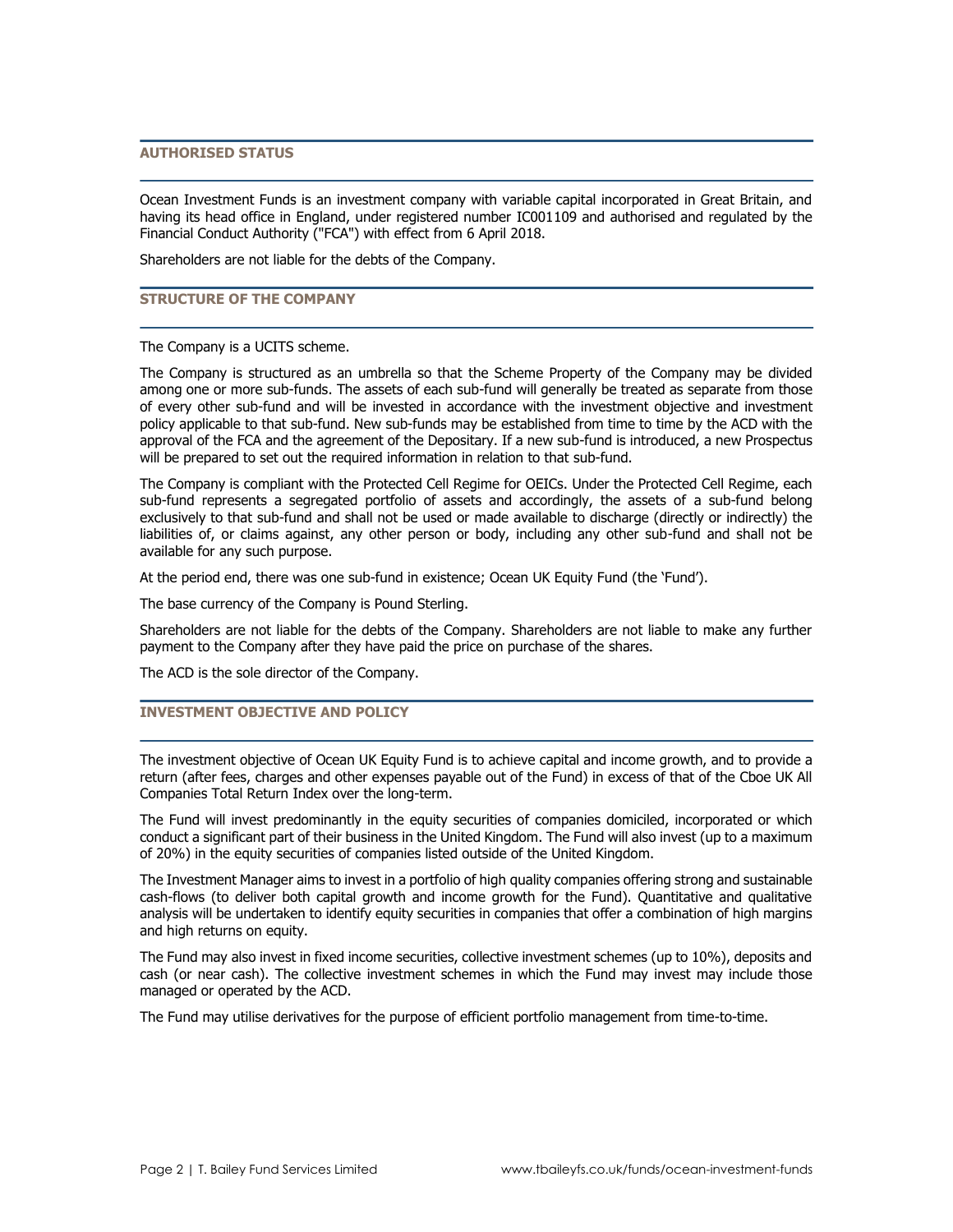## AUTHORISED STATUS

Ocean Investment Funds is an investment company with variable capital incorporated in Great Britain, and having its head office in England, under registered number IC001109 and authorised and regulated by the Financial Conduct Authority ("FCA") with effect from 6 April 2018.

Shareholders are not liable for the debts of the Company.

## STRUCTURE OF THE COMPANY

The Company is a UCITS scheme.

The Company is structured as an umbrella so that the Scheme Property of the Company may be divided among one or more sub-funds. The assets of each sub-fund will generally be treated as separate from those of every other sub-fund and will be invested in accordance with the investment objective and investment policy applicable to that sub-fund. New sub-funds may be established from time to time by the ACD with the approval of the FCA and the agreement of the Depositary. If a new sub-fund is introduced, a new Prospectus will be prepared to set out the required information in relation to that sub-fund.

The Company is compliant with the Protected Cell Regime for OEICs. Under the Protected Cell Regime, each sub-fund represents a segregated portfolio of assets and accordingly, the assets of a sub-fund belong exclusively to that sub-fund and shall not be used or made available to discharge (directly or indirectly) the liabilities of, or claims against, any other person or body, including any other sub-fund and shall not be available for any such purpose.

At the period end, there was one sub-fund in existence; Ocean UK Equity Fund (the 'Fund').

The base currency of the Company is Pound Sterling.

Shareholders are not liable for the debts of the Company. Shareholders are not liable to make any further payment to the Company after they have paid the price on purchase of the shares.

The ACD is the sole director of the Company.

## INVESTMENT OBJECTIVE AND POLICY

The investment objective of Ocean UK Equity Fund is to achieve capital and income growth, and to provide a return (after fees, charges and other expenses payable out of the Fund) in excess of that of the Cboe UK All Companies Total Return Index over the long-term.

The Fund will invest predominantly in the equity securities of companies domiciled, incorporated or which conduct a significant part of their business in the United Kingdom. The Fund will also invest (up to a maximum of 20%) in the equity securities of companies listed outside of the United Kingdom.

The Investment Manager aims to invest in a portfolio of high quality companies offering strong and sustainable cash-flows (to deliver both capital growth and income growth for the Fund). Quantitative and qualitative analysis will be undertaken to identify equity securities in companies that offer a combination of high margins and high returns on equity.

The Fund may also invest in fixed income securities, collective investment schemes (up to 10%), deposits and cash (or near cash). The collective investment schemes in which the Fund may invest may include those managed or operated by the ACD.

The Fund may utilise derivatives for the purpose of efficient portfolio management from time-to-time.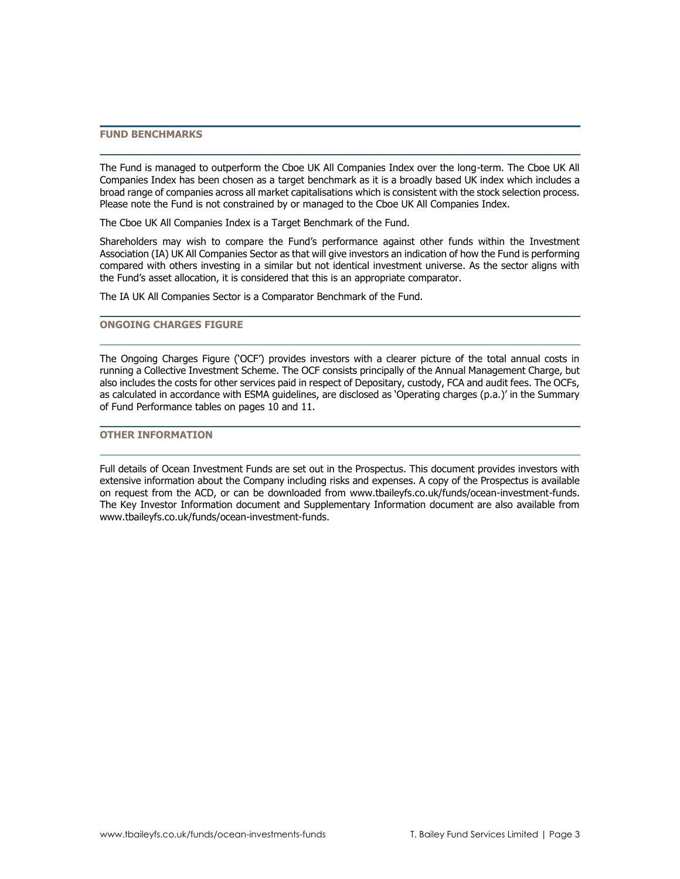## FUND BENCHMARKS

The Fund is managed to outperform the Cboe UK All Companies Index over the long-term. The Cboe UK All Companies Index has been chosen as a target benchmark as it is a broadly based UK index which includes a broad range of companies across all market capitalisations which is consistent with the stock selection process. Please note the Fund is not constrained by or managed to the Cboe UK All Companies Index.

The Cboe UK All Companies Index is a Target Benchmark of the Fund.

Shareholders may wish to compare the Fund's performance against other funds within the Investment Association (IA) UK All Companies Sector as that will give investors an indication of how the Fund is performing compared with others investing in a similar but not identical investment universe. As the sector aligns with the Fund's asset allocation, it is considered that this is an appropriate comparator.

The IA UK All Companies Sector is a Comparator Benchmark of the Fund.

## ONGOING CHARGES FIGURE

The Ongoing Charges Figure ('OCF') provides investors with a clearer picture of the total annual costs in running a Collective Investment Scheme. The OCF consists principally of the Annual Management Charge, but also includes the costs for other services paid in respect of Depositary, custody, FCA and audit fees. The OCFs, as calculated in accordance with ESMA guidelines, are disclosed as 'Operating charges (p.a.)' in the Summary of Fund Performance tables on pages 10 and 11.

## OTHER INFORMATION

Full details of Ocean Investment Funds are set out in the Prospectus. This document provides investors with extensive information about the Company including risks and expenses. A copy of the Prospectus is available on request from the ACD, or can be downloaded from www.tbaileyfs.co.uk/funds/ocean-investment-funds. The Key Investor Information document and Supplementary Information document are also available from www.tbaileyfs.co.uk/funds/ocean-investment-funds.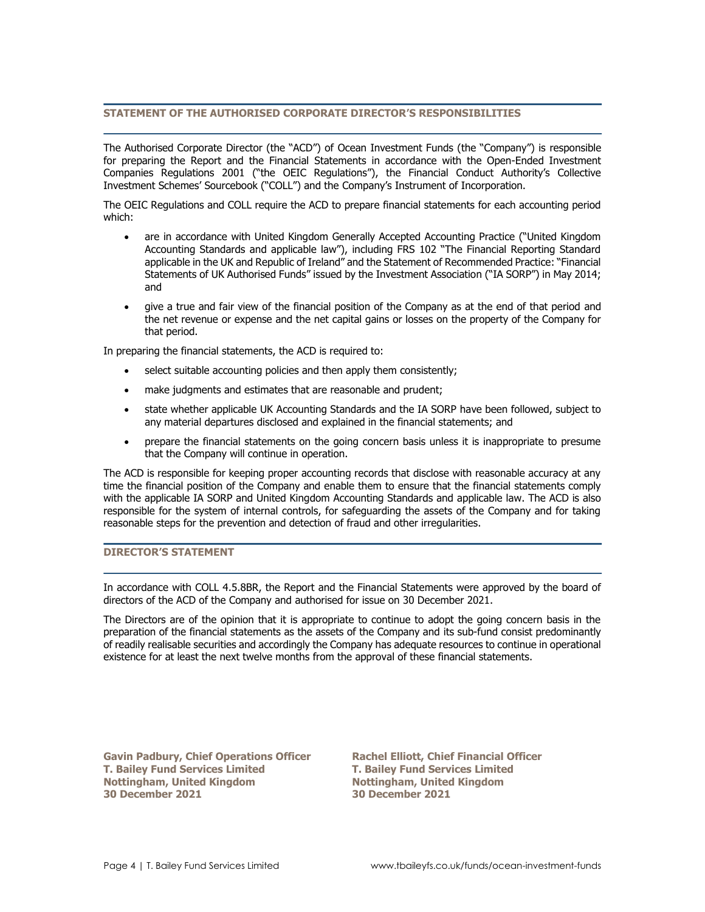## STATEMENT OF THE AUTHORISED CORPORATE DIRECTOR'S RESPONSIBILITIES

The Authorised Corporate Director (the "ACD") of Ocean Investment Funds (the "Company") is responsible for preparing the Report and the Financial Statements in accordance with the Open-Ended Investment Companies Regulations 2001 ("the OEIC Regulations"), the Financial Conduct Authority's Collective Investment Schemes' Sourcebook ("COLL") and the Company's Instrument of Incorporation.

The OEIC Regulations and COLL require the ACD to prepare financial statements for each accounting period which:

- are in accordance with United Kingdom Generally Accepted Accounting Practice ("United Kingdom Accounting Standards and applicable law"), including FRS 102 "The Financial Reporting Standard applicable in the UK and Republic of Ireland" and the Statement of Recommended Practice: "Financial Statements of UK Authorised Funds" issued by the Investment Association ("IA SORP") in May 2014; and
- give a true and fair view of the financial position of the Company as at the end of that period and the net revenue or expense and the net capital gains or losses on the property of the Company for that period.

In preparing the financial statements, the ACD is required to:

- select suitable accounting policies and then apply them consistently;
- make judgments and estimates that are reasonable and prudent;
- state whether applicable UK Accounting Standards and the IA SORP have been followed, subject to any material departures disclosed and explained in the financial statements; and
- prepare the financial statements on the going concern basis unless it is inappropriate to presume that the Company will continue in operation.

The ACD is responsible for keeping proper accounting records that disclose with reasonable accuracy at any time the financial position of the Company and enable them to ensure that the financial statements comply with the applicable IA SORP and United Kingdom Accounting Standards and applicable law. The ACD is also responsible for the system of internal controls, for safeguarding the assets of the Company and for taking reasonable steps for the prevention and detection of fraud and other irregularities.

## DIRECTOR'S STATEMENT

In accordance with COLL 4.5.8BR, the Report and the Financial Statements were approved by the board of directors of the ACD of the Company and authorised for issue on 30 December 2021.

The Directors are of the opinion that it is appropriate to continue to adopt the going concern basis in the preparation of the financial statements as the assets of the Company and its sub-fund consist predominantly of readily realisable securities and accordingly the Company has adequate resources to continue in operational existence for at least the next twelve months from the approval of these financial statements.

**Gavin Padbury, Chief Operations Officer**
**T. Bailey Fund Services Limited**
**Nottingham, United Kingdom**
**30 December 2021**

**Rachel Elliott, Chief Financial Officer**
**T. Bailey Fund Services Limited**
**Nottingham, United Kingdom**
**30 December 2021**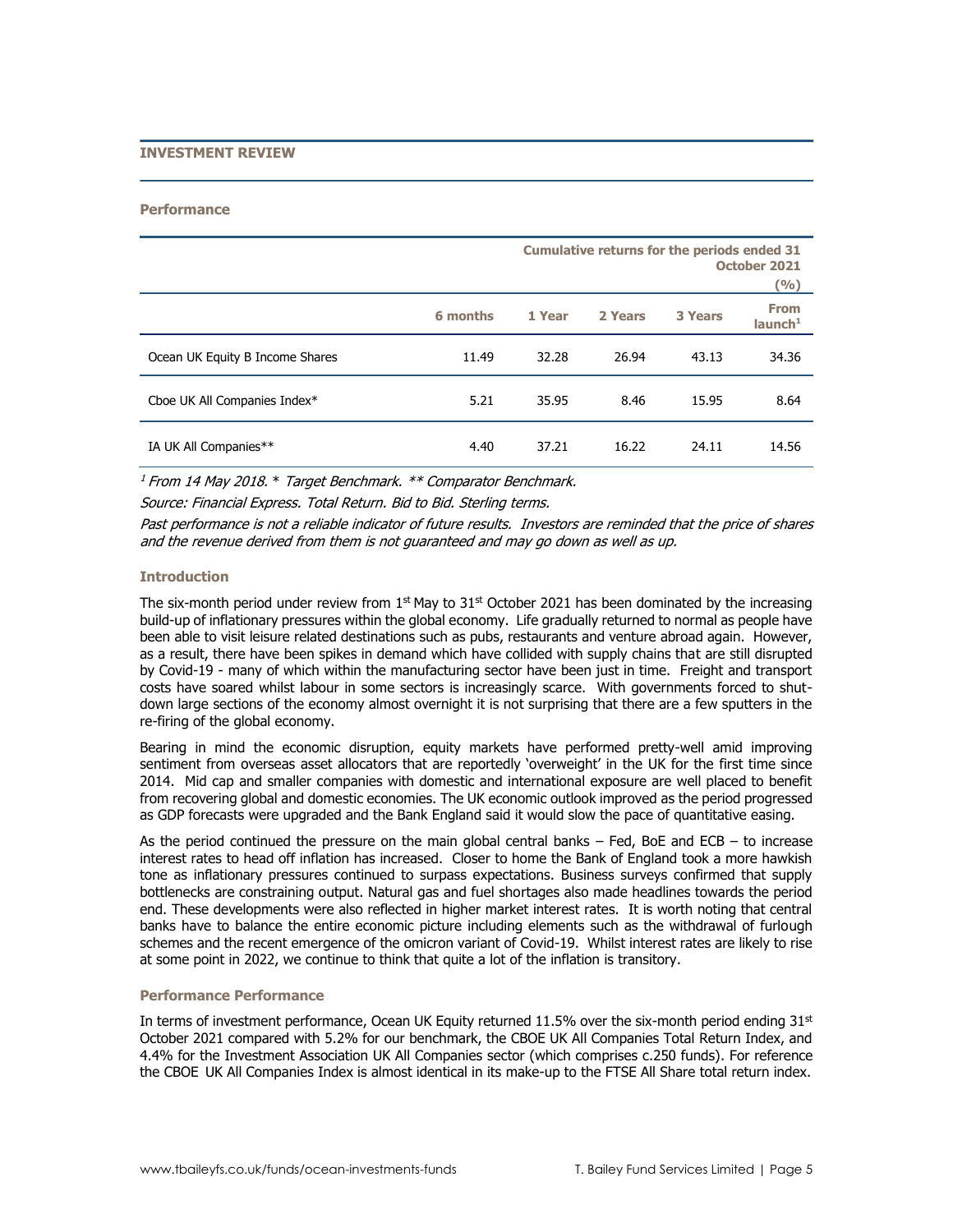## INVESTMENT REVIEW

### Performance

| | Cumulative returns for the periods ended 31 October 2021 (%) | | | | |
|---|---|---|---|---|---|
| | 6 months | 1 Year | 2 Years | 3 Years | From launch[1] |
| Ocean UK Equity B Income Shares | 11.49 | 32.28 | 26.94 | 43.13 | 34.36 |
| Cboe UK All Companies Index* | 5.21 | 35.95 | 8.46 | 15.95 | 8.64 |
| IA UK All Companies** | 4.40 | 37.21 | 16.22 | 24.11 | 14.56 |

*[1] From 14 May 2018. * Target Benchmark. ** Comparator Benchmark.*

*Source: Financial Express. Total Return. Bid to Bid. Sterling terms.*

*Past performance is not a reliable indicator of future results. Investors are reminded that the price of shares and the revenue derived from them is not guaranteed and may go down as well as up.*

### Introduction

The six-month period under review from 1st May to 31st October 2021 has been dominated by the increasing build-up of inflationary pressures within the global economy. Life gradually returned to normal as people have been able to visit leisure related destinations such as pubs, restaurants and venture abroad again. However, as a result, there have been spikes in demand which have collided with supply chains that are still disrupted by Covid-19 - many of which within the manufacturing sector have been just in time. Freight and transport costs have soared whilst labour in some sectors is increasingly scarce. With governments forced to shut-down large sections of the economy almost overnight it is not surprising that there are a few sputters in the re-firing of the global economy.

Bearing in mind the economic disruption, equity markets have performed pretty-well amid improving sentiment from overseas asset allocators that are reportedly 'overweight' in the UK for the first time since 2014. Mid cap and smaller companies with domestic and international exposure are well placed to benefit from recovering global and domestic economies. The UK economic outlook improved as the period progressed as GDP forecasts were upgraded and the Bank England said it would slow the pace of quantitative easing.

As the period continued the pressure on the main global central banks – Fed, BoE and ECB – to increase interest rates to head off inflation has increased. Closer to home the Bank of England took a more hawkish tone as inflationary pressures continued to surpass expectations. Business surveys confirmed that supply bottlenecks are constraining output. Natural gas and fuel shortages also made headlines towards the period end. These developments were also reflected in higher market interest rates. It is worth noting that central banks have to balance the entire economic picture including elements such as the withdrawal of furlough schemes and the recent emergence of the omicron variant of Covid-19. Whilst interest rates are likely to rise at some point in 2022, we continue to think that quite a lot of the inflation is transitory.

### Performance Performance

In terms of investment performance, Ocean UK Equity returned 11.5% over the six-month period ending 31st October 2021 compared with 5.2% for our benchmark, the CBOE UK All Companies Total Return Index, and 4.4% for the Investment Association UK All Companies sector (which comprises c.250 funds). For reference the CBOE UK All Companies Index is almost identical in its make-up to the FTSE All Share total return index.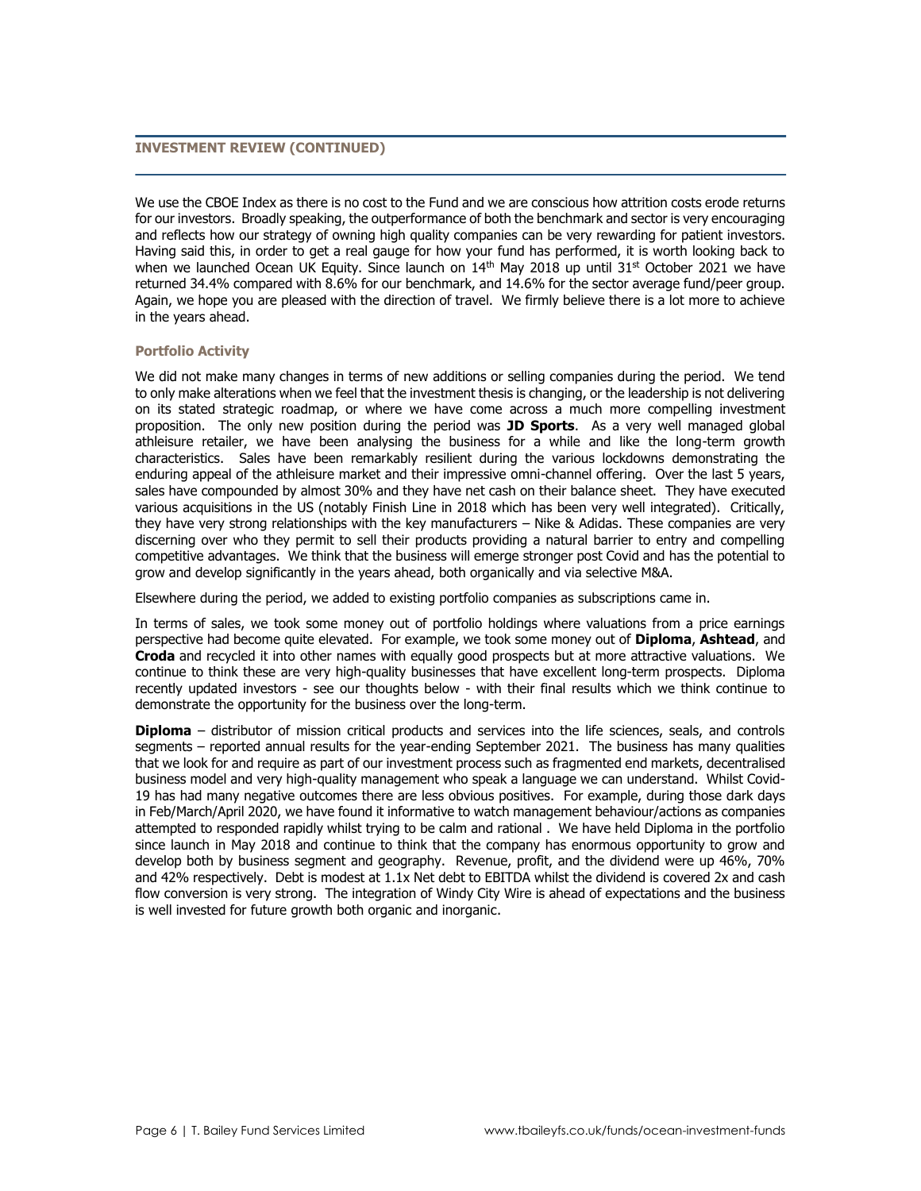## INVESTMENT REVIEW (CONTINUED)

We use the CBOE Index as there is no cost to the Fund and we are conscious how attrition costs erode returns for our investors. Broadly speaking, the outperformance of both the benchmark and sector is very encouraging and reflects how our strategy of owning high quality companies can be very rewarding for patient investors. Having said this, in order to get a real gauge for how your fund has performed, it is worth looking back to when we launched Ocean UK Equity. Since launch on 14th May 2018 up until 31st October 2021 we have returned 34.4% compared with 8.6% for our benchmark, and 14.6% for the sector average fund/peer group. Again, we hope you are pleased with the direction of travel. We firmly believe there is a lot more to achieve in the years ahead.

### Portfolio Activity

We did not make many changes in terms of new additions or selling companies during the period. We tend to only make alterations when we feel that the investment thesis is changing, or the leadership is not delivering on its stated strategic roadmap, or where we have come across a much more compelling investment proposition. The only new position during the period was **JD Sports**. As a very well managed global athleisure retailer, we have been analysing the business for a while and like the long-term growth characteristics. Sales have been remarkably resilient during the various lockdowns demonstrating the enduring appeal of the athleisure market and their impressive omni-channel offering. Over the last 5 years, sales have compounded by almost 30% and they have net cash on their balance sheet. They have executed various acquisitions in the US (notably Finish Line in 2018 which has been very well integrated). Critically, they have very strong relationships with the key manufacturers – Nike & Adidas. These companies are very discerning over who they permit to sell their products providing a natural barrier to entry and compelling competitive advantages. We think that the business will emerge stronger post Covid and has the potential to grow and develop significantly in the years ahead, both organically and via selective M&A.

Elsewhere during the period, we added to existing portfolio companies as subscriptions came in.

In terms of sales, we took some money out of portfolio holdings where valuations from a price earnings perspective had become quite elevated. For example, we took some money out of **Diploma**, **Ashtead**, and **Croda** and recycled it into other names with equally good prospects but at more attractive valuations. We continue to think these are very high-quality businesses that have excellent long-term prospects. Diploma recently updated investors - see our thoughts below - with their final results which we think continue to demonstrate the opportunity for the business over the long-term.

**Diploma** – distributor of mission critical products and services into the life sciences, seals, and controls segments – reported annual results for the year-ending September 2021. The business has many qualities that we look for and require as part of our investment process such as fragmented end markets, decentralised business model and very high-quality management who speak a language we can understand. Whilst Covid-19 has had many negative outcomes there are less obvious positives. For example, during those dark days in Feb/March/April 2020, we have found it informative to watch management behaviour/actions as companies attempted to responded rapidly whilst trying to be calm and rational . We have held Diploma in the portfolio since launch in May 2018 and continue to think that the company has enormous opportunity to grow and develop both by business segment and geography. Revenue, profit, and the dividend were up 46%, 70% and 42% respectively. Debt is modest at 1.1x Net debt to EBITDA whilst the dividend is covered 2x and cash flow conversion is very strong. The integration of Windy City Wire is ahead of expectations and the business is well invested for future growth both organic and inorganic.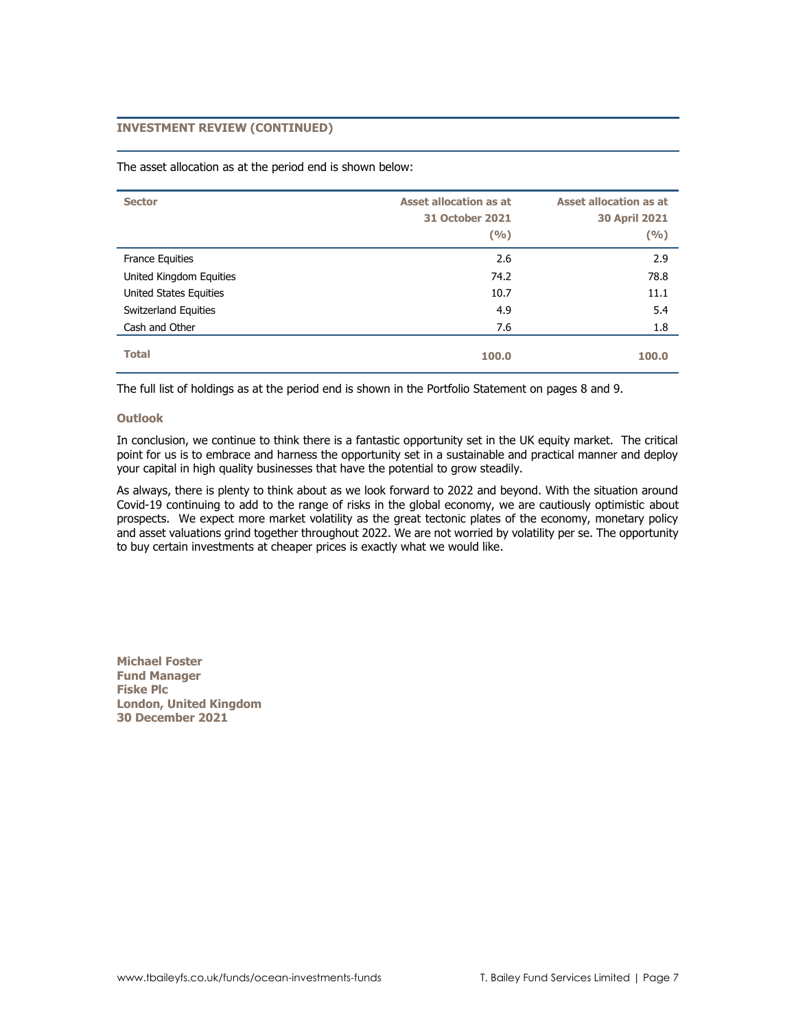## INVESTMENT REVIEW (CONTINUED)

The asset allocation as at the period end is shown below:

| Sector | Asset allocation as at 31 October 2021 (%) | Asset allocation as at 30 April 2021 (%) |
|---|---|---|
| France Equities | 2.6 | 2.9 |
| United Kingdom Equities | 74.2 | 78.8 |
| United States Equities | 10.7 | 11.1 |
| Switzerland Equities | 4.9 | 5.4 |
| Cash and Other | 7.6 | 1.8 |
| **Total** | **100.0** | **100.0** |

The full list of holdings as at the period end is shown in the Portfolio Statement on pages 8 and 9.

### Outlook

In conclusion, we continue to think there is a fantastic opportunity set in the UK equity market. The critical point for us is to embrace and harness the opportunity set in a sustainable and practical manner and deploy your capital in high quality businesses that have the potential to grow steadily.

As always, there is plenty to think about as we look forward to 2022 and beyond. With the situation around Covid-19 continuing to add to the range of risks in the global economy, we are cautiously optimistic about prospects. We expect more market volatility as the great tectonic plates of the economy, monetary policy and asset valuations grind together throughout 2022. We are not worried by volatility per se. The opportunity to buy certain investments at cheaper prices is exactly what we would like.

**Michael Foster**
**Fund Manager**
**Fiske Plc**
**London, United Kingdom**
**30 December 2021**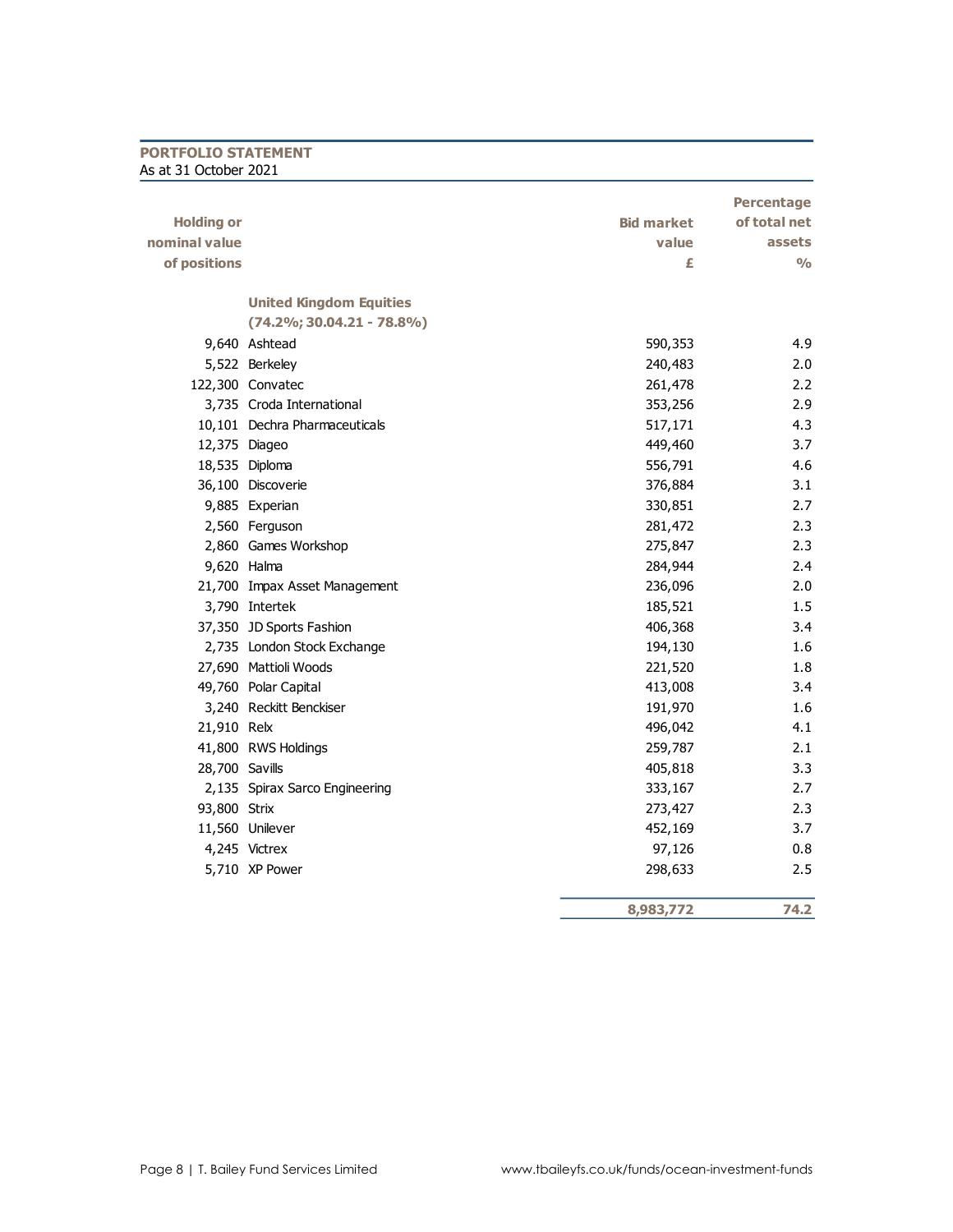## PORTFOLIO STATEMENT

As at 31 October 2021

| Holding or nominal value of positions | | Bid market value £ | Percentage of total net assets % |
|---|---|---|---|
| | **United Kingdom Equities (74.2%; 30.04.21 - 78.8%)** | | |
| 9,640 | Ashtead | 590,353 | 4.9 |
| 5,522 | Berkeley | 240,483 | 2.0 |
| 122,300 | Convatec | 261,478 | 2.2 |
| 3,735 | Croda International | 353,256 | 2.9 |
| 10,101 | Dechra Pharmaceuticals | 517,171 | 4.3 |
| 12,375 | Diageo | 449,460 | 3.7 |
| 18,535 | Diploma | 556,791 | 4.6 |
| 36,100 | Discoverie | 376,884 | 3.1 |
| 9,885 | Experian | 330,851 | 2.7 |
| 2,560 | Ferguson | 281,472 | 2.3 |
| 2,860 | Games Workshop | 275,847 | 2.3 |
| 9,620 | Halma | 284,944 | 2.4 |
| 21,700 | Impax Asset Management | 236,096 | 2.0 |
| 3,790 | Intertek | 185,521 | 1.5 |
| 37,350 | JD Sports Fashion | 406,368 | 3.4 |
| 2,735 | London Stock Exchange | 194,130 | 1.6 |
| 27,690 | Mattioli Woods | 221,520 | 1.8 |
| 49,760 | Polar Capital | 413,008 | 3.4 |
| 3,240 | Reckitt Benckiser | 191,970 | 1.6 |
| 21,910 | Relx | 496,042 | 4.1 |
| 41,800 | RWS Holdings | 259,787 | 2.1 |
| 28,700 | Savills | 405,818 | 3.3 |
| 2,135 | Spirax Sarco Engineering | 333,167 | 2.7 |
| 93,800 | Strix | 273,427 | 2.3 |
| 11,560 | Unilever | 452,169 | 3.7 |
| 4,245 | Victrex | 97,126 | 0.8 |
| 5,710 | XP Power | 298,633 | 2.5 |
| | | **8,983,772** | **74.2** |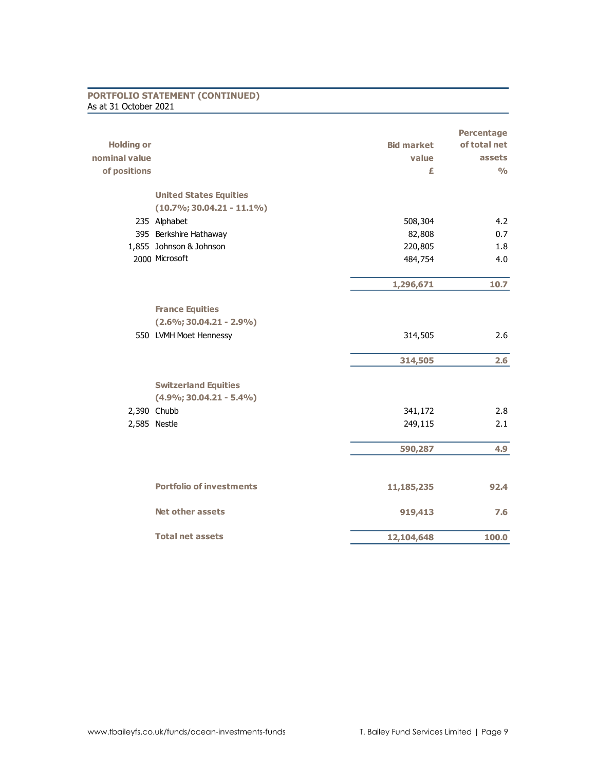## PORTFOLIO STATEMENT (CONTINUED)

As at 31 October 2021

| Holding or nominal value of positions | | Bid market value £ | Percentage of total net assets % |
|---|---|---|---|
| | **United States Equities (10.7%; 30.04.21 - 11.1%)** | | |
| 235 | Alphabet | 508,304 | 4.2 |
| 395 | Berkshire Hathaway | 82,808 | 0.7 |
| 1,855 | Johnson & Johnson | 220,805 | 1.8 |
| 2000 | Microsoft | 484,754 | 4.0 |
| | | **1,296,671** | **10.7** |
| | **France Equities (2.6%; 30.04.21 - 2.9%)** | | |
| 550 | LVMH Moet Hennessy | 314,505 | 2.6 |
| | | **314,505** | **2.6** |
| | **Switzerland Equities (4.9%; 30.04.21 - 5.4%)** | | |
| 2,390 | Chubb | 341,172 | 2.8 |
| 2,585 | Nestle | 249,115 | 2.1 |
| | | **590,287** | **4.9** |
| | **Portfolio of investments** | **11,185,235** | **92.4** |
| | **Net other assets** | **919,413** | **7.6** |
| | **Total net assets** | **12,104,648** | **100.0** |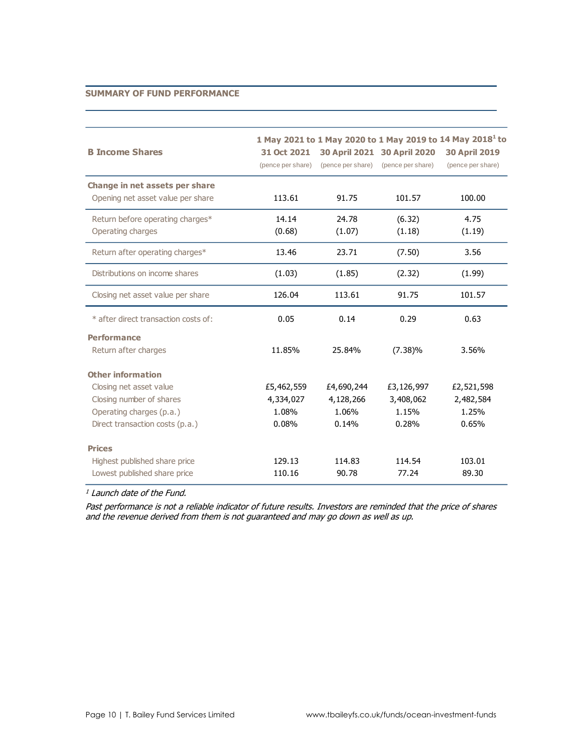## SUMMARY OF FUND PERFORMANCE

| B Income Shares | 1 May 2021 to 31 Oct 2021 (pence per share) | 1 May 2020 to 30 April 2021 (pence per share) | 1 May 2019 to 30 April 2020 (pence per share) | 14 May 2018[1] to 30 April 2019 (pence per share) |
|---|---|---|---|---|
| **Change in net assets per share** | | | | |
| Opening net asset value per share | 113.61 | 91.75 | 101.57 | 100.00 |
| Return before operating charges* | 14.14 | 24.78 | (6.32) | 4.75 |
| Operating charges | (0.68) | (1.07) | (1.18) | (1.19) |
| Return after operating charges* | 13.46 | 23.71 | (7.50) | 3.56 |
| Distributions on income shares | (1.03) | (1.85) | (2.32) | (1.99) |
| Closing net asset value per share | 126.04 | 113.61 | 91.75 | 101.57 |
| * after direct transaction costs of: | 0.05 | 0.14 | 0.29 | 0.63 |
| **Performance** | | | | |
| Return after charges | 11.85% | 25.84% | (7.38)% | 3.56% |
| **Other information** | | | | |
| Closing net asset value | £5,462,559 | £4,690,244 | £3,126,997 | £2,521,598 |
| Closing number of shares | 4,334,027 | 4,128,266 | 3,408,062 | 2,482,584 |
| Operating charges (p.a.) | 1.08% | 1.06% | 1.15% | 1.25% |
| Direct transaction costs (p.a.) | 0.08% | 0.14% | 0.28% | 0.65% |
| **Prices** | | | | |
| Highest published share price | 129.13 | 114.83 | 114.54 | 103.01 |
| Lowest published share price | 110.16 | 90.78 | 77.24 | 89.30 |

*[1] Launch date of the Fund.*

*Past performance is not a reliable indicator of future results. Investors are reminded that the price of shares and the revenue derived from them is not guaranteed and may go down as well as up.*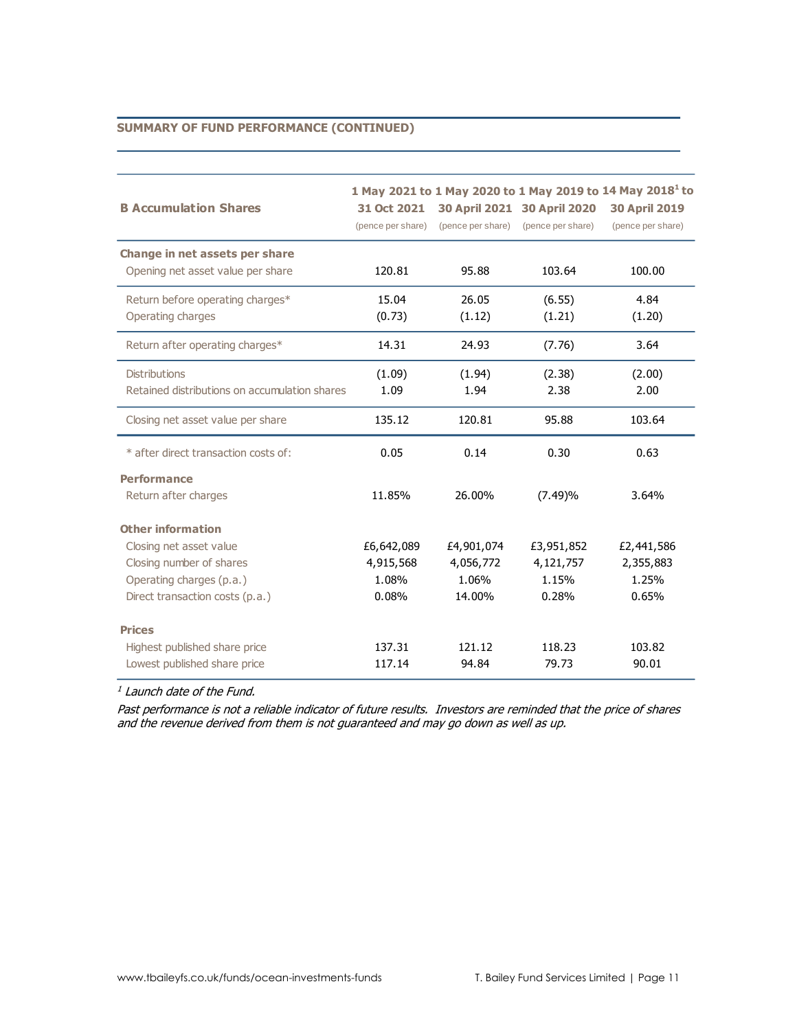## SUMMARY OF FUND PERFORMANCE (CONTINUED)

| B Accumulation Shares | 1 May 2021 to 31 Oct 2021 (pence per share) | 1 May 2020 to 30 April 2021 (pence per share) | 1 May 2019 to 30 April 2020 (pence per share) | 14 May 2018[1] to 30 April 2019 (pence per share) |
|---|---|---|---|---|
| **Change in net assets per share** | | | | |
| Opening net asset value per share | 120.81 | 95.88 | 103.64 | 100.00 |
| Return before operating charges* | 15.04 | 26.05 | (6.55) | 4.84 |
| Operating charges | (0.73) | (1.12) | (1.21) | (1.20) |
| Return after operating charges* | 14.31 | 24.93 | (7.76) | 3.64 |
| Distributions | (1.09) | (1.94) | (2.38) | (2.00) |
| Retained distributions on accumulation shares | 1.09 | 1.94 | 2.38 | 2.00 |
| Closing net asset value per share | 135.12 | 120.81 | 95.88 | 103.64 |
| * after direct transaction costs of: | 0.05 | 0.14 | 0.30 | 0.63 |
| **Performance** | | | | |
| Return after charges | 11.85% | 26.00% | (7.49)% | 3.64% |
| **Other information** | | | | |
| Closing net asset value | £6,642,089 | £4,901,074 | £3,951,852 | £2,441,586 |
| Closing number of shares | 4,915,568 | 4,056,772 | 4,121,757 | 2,355,883 |
| Operating charges (p.a.) | 1.08% | 1.06% | 1.15% | 1.25% |
| Direct transaction costs (p.a.) | 0.08% | 14.00% | 0.28% | 0.65% |
| **Prices** | | | | |
| Highest published share price | 137.31 | 121.12 | 118.23 | 103.82 |
| Lowest published share price | 117.14 | 94.84 | 79.73 | 90.01 |

*[1] Launch date of the Fund.*

*Past performance is not a reliable indicator of future results. Investors are reminded that the price of shares and the revenue derived from them is not guaranteed and may go down as well as up.*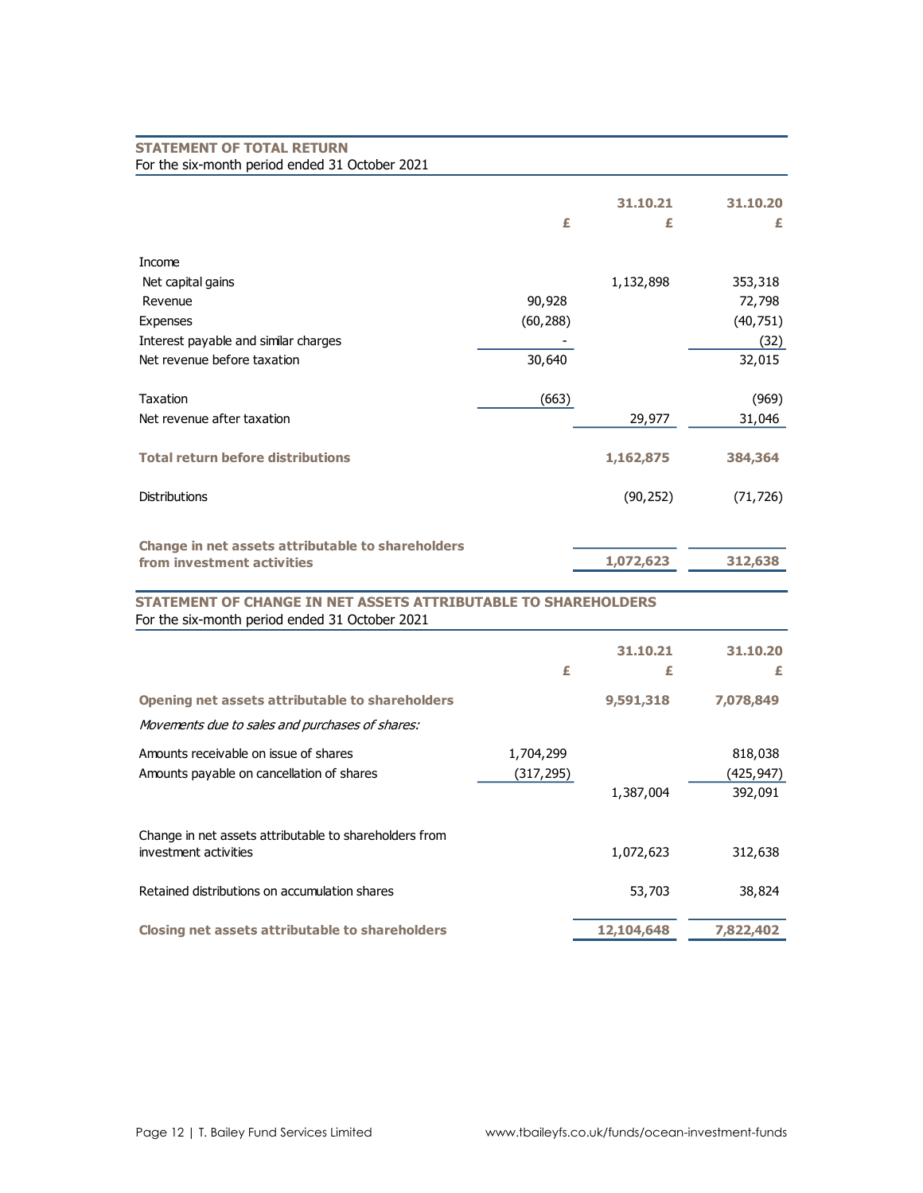## STATEMENT OF TOTAL RETURN

For the six-month period ended 31 October 2021

| | £ | 31.10.21 £ | 31.10.20 £ |
|---|---|---|---|
| Income | | | |
| Net capital gains | | 1,132,898 | 353,318 |
| Revenue | 90,928 | | 72,798 |
| Expenses | (60,288) | | (40,751) |
| Interest payable and similar charges | - | | (32) |
| Net revenue before taxation | 30,640 | | 32,015 |
| Taxation | (663) | | (969) |
| Net revenue after taxation | | 29,977 | 31,046 |
| **Total return before distributions** | | **1,162,875** | **384,364** |
| Distributions | | (90,252) | (71,726) |
| **Change in net assets attributable to shareholders from investment activities** | | **1,072,623** | **312,638** |

## STATEMENT OF CHANGE IN NET ASSETS ATTRIBUTABLE TO SHAREHOLDERS

For the six-month period ended 31 October 2021

| | £ | 31.10.21 £ | 31.10.20 £ |
|---|---|---|---|
| **Opening net assets attributable to shareholders** | | **9,591,318** | **7,078,849** |
| *Movements due to sales and purchases of shares:* | | | |
| Amounts receivable on issue of shares | 1,704,299 | | 818,038 |
| Amounts payable on cancellation of shares | (317,295) | | (425,947) |
| | | 1,387,004 | 392,091 |
| Change in net assets attributable to shareholders from investment activities | | 1,072,623 | 312,638 |
| Retained distributions on accumulation shares | | 53,703 | 38,824 |
| **Closing net assets attributable to shareholders** | | **12,104,648** | **7,822,402** |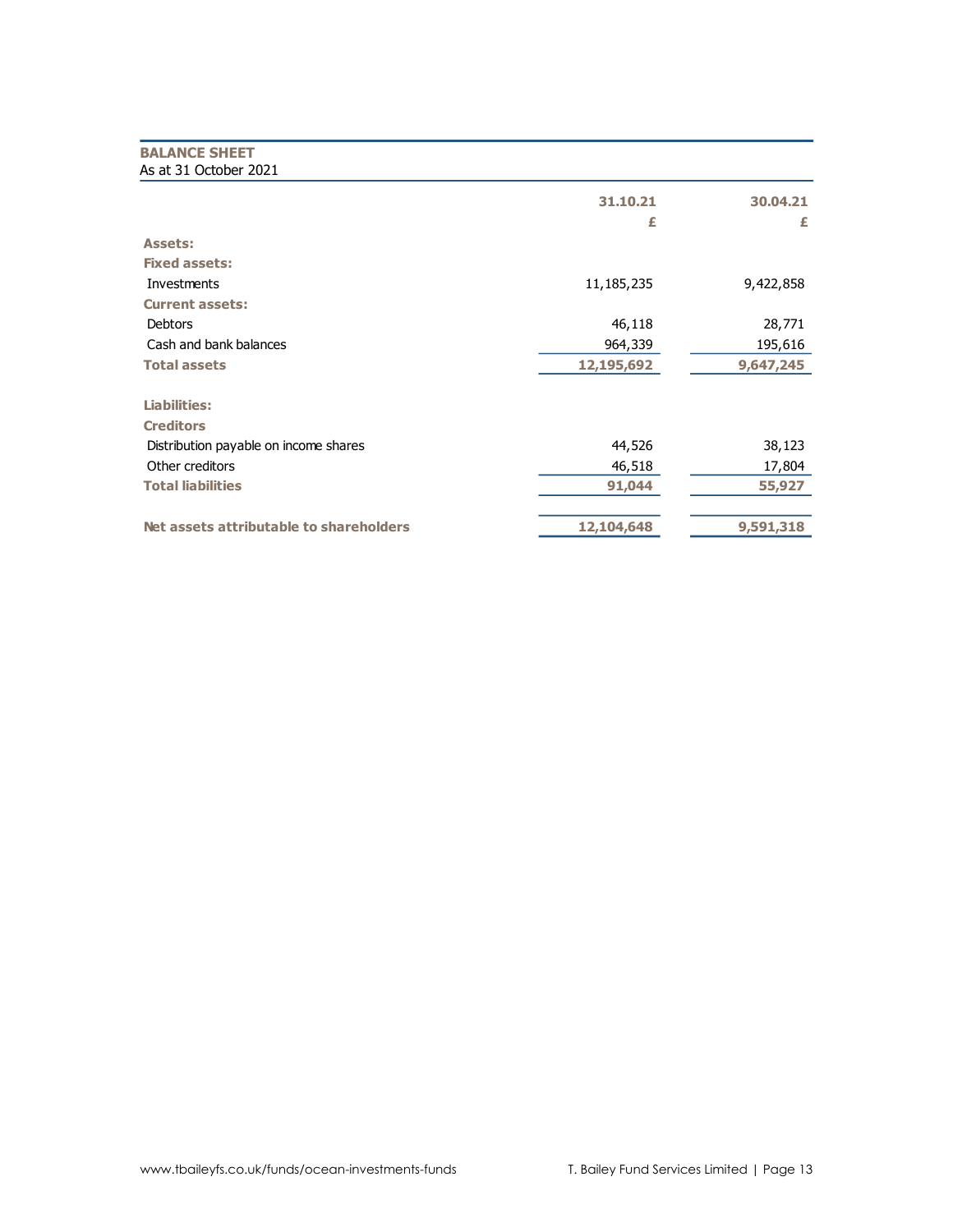## BALANCE SHEET

As at 31 October 2021

| | 31.10.21 | 30.04.21 |
|---|---|---|
| | £ | £ |
| **Assets:** | | |
| **Fixed assets:** | | |
| Investments | 11,185,235 | 9,422,858 |
| **Current assets:** | | |
| Debtors | 46,118 | 28,771 |
| Cash and bank balances | 964,339 | 195,616 |
| **Total assets** | **12,195,692** | **9,647,245** |
| | | |
| **Liabilities:** | | |
| **Creditors** | | |
| Distribution payable on income shares | 44,526 | 38,123 |
| Other creditors | 46,518 | 17,804 |
| **Total liabilities** | **91,044** | **55,927** |
| | | |
| **Net assets attributable to shareholders** | **12,104,648** | **9,591,318** |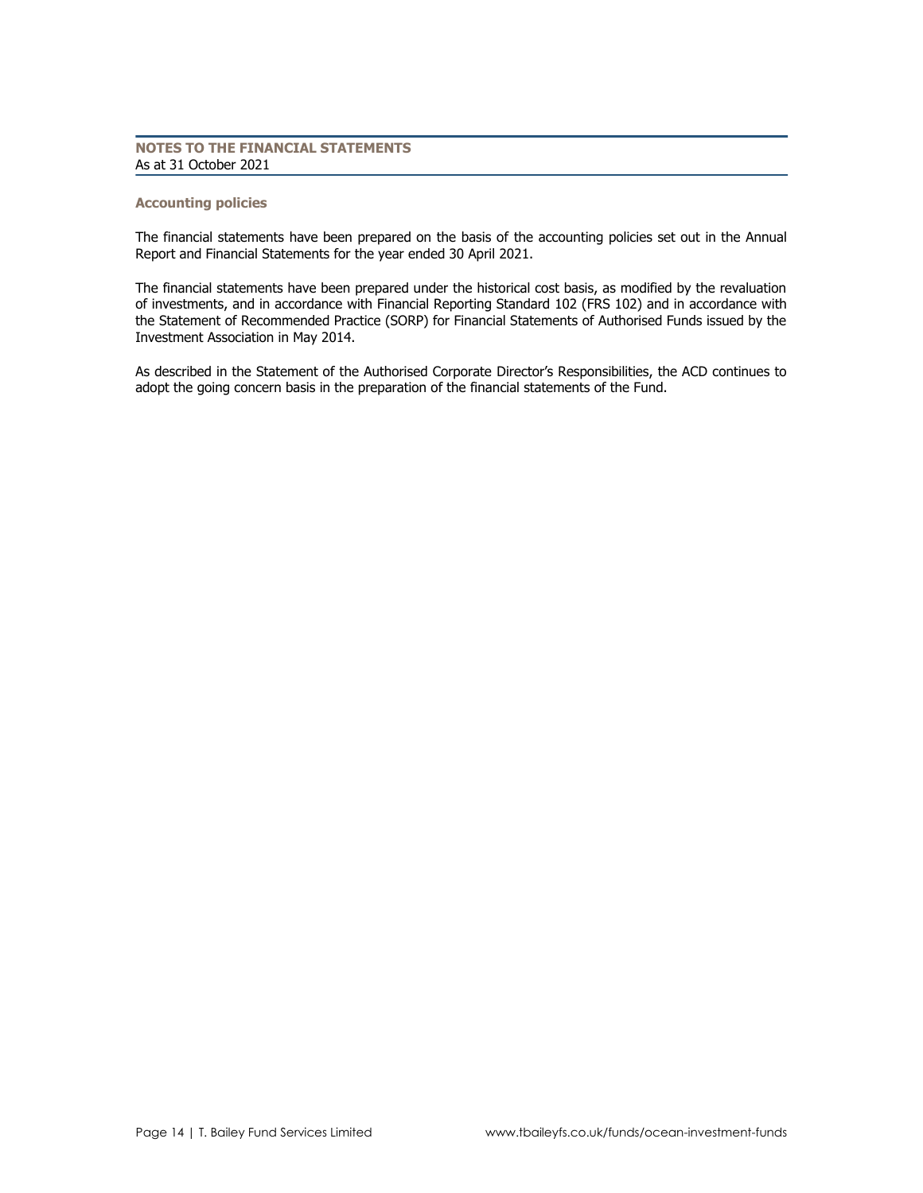## NOTES TO THE FINANCIAL STATEMENTS
As at 31 October 2021

### Accounting policies

The financial statements have been prepared on the basis of the accounting policies set out in the Annual Report and Financial Statements for the year ended 30 April 2021.

The financial statements have been prepared under the historical cost basis, as modified by the revaluation of investments, and in accordance with Financial Reporting Standard 102 (FRS 102) and in accordance with the Statement of Recommended Practice (SORP) for Financial Statements of Authorised Funds issued by the Investment Association in May 2014.

As described in the Statement of the Authorised Corporate Director's Responsibilities, the ACD continues to adopt the going concern basis in the preparation of the financial statements of the Fund.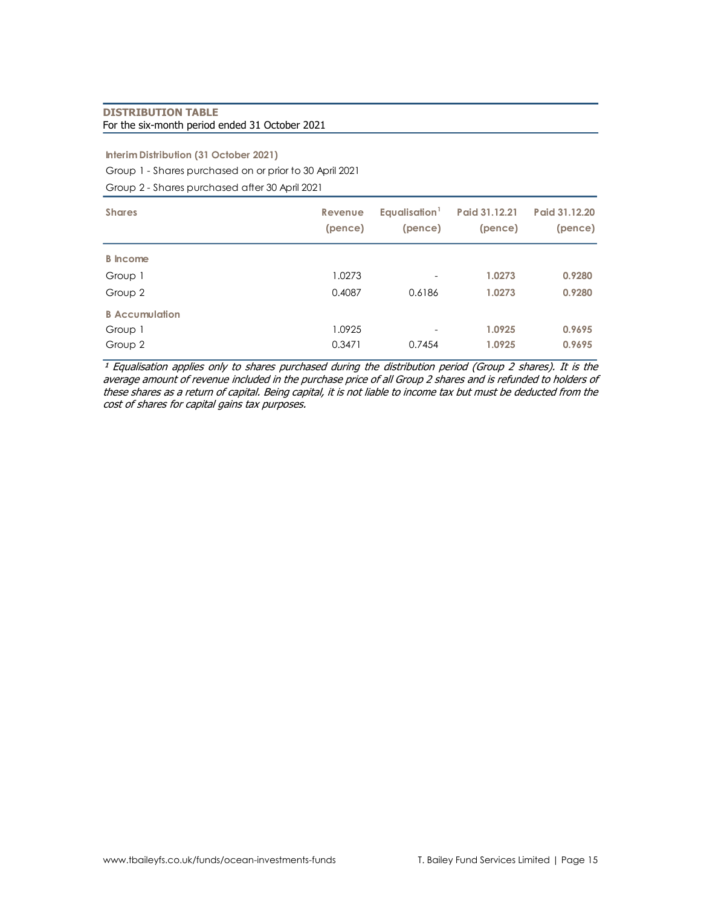## DISTRIBUTION TABLE

For the six-month period ended 31 October 2021

**Interim Distribution (31 October 2021)**

Group 1 - Shares purchased on or prior to 30 April 2021

Group 2 - Shares purchased after 30 April 2021

| Shares | Revenue (pence) | Equalisation[1] (pence) | Paid 31.12.21 (pence) | Paid 31.12.20 (pence) |
|---|---|---|---|---|
| **B Income** | | | | |
| Group 1 | 1.0273 | - | **1.0273** | **0.9280** |
| Group 2 | 0.4087 | 0.6186 | **1.0273** | **0.9280** |
| **B Accumulation** | | | | |
| Group 1 | 1.0925 | - | **1.0925** | **0.9695** |
| Group 2 | 0.3471 | 0.7454 | **1.0925** | **0.9695** |

*[1] Equalisation applies only to shares purchased during the distribution period (Group 2 shares). It is the average amount of revenue included in the purchase price of all Group 2 shares and is refunded to holders of these shares as a return of capital. Being capital, it is not liable to income tax but must be deducted from the cost of shares for capital gains tax purposes.*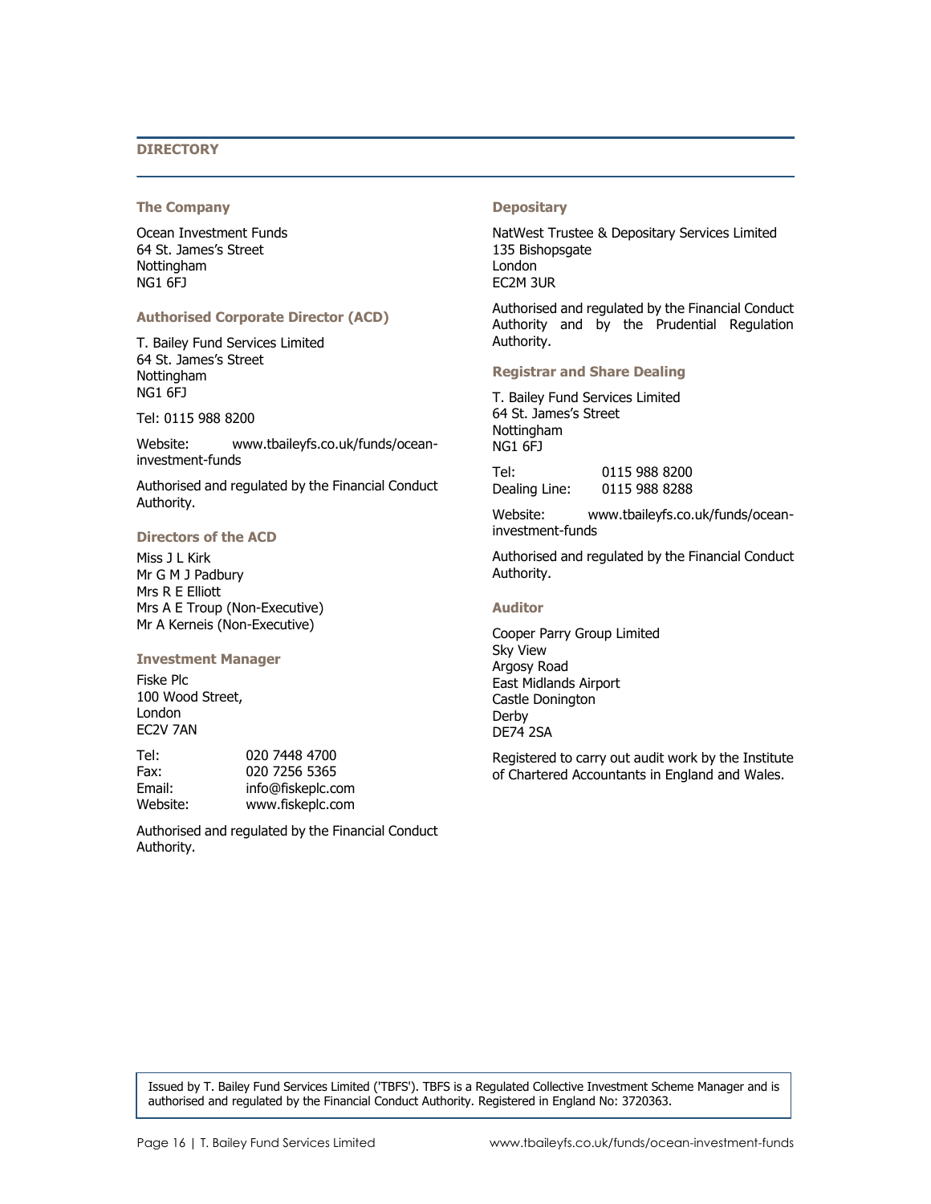## DIRECTORY

### The Company

Ocean Investment Funds
64 St. James's Street
Nottingham
NG1 6FJ

### Authorised Corporate Director (ACD)

T. Bailey Fund Services Limited
64 St. James's Street
Nottingham
NG1 6FJ

Tel: 0115 988 8200

Website: www.tbaileyfs.co.uk/funds/ocean-investment-funds

Authorised and regulated by the Financial Conduct Authority.

### Directors of the ACD

Miss J L Kirk
Mr G M J Padbury
Mrs R E Elliott
Mrs A E Troup (Non-Executive)
Mr A Kerneis (Non-Executive)

### Investment Manager

Fiske Plc
100 Wood Street,
London
EC2V 7AN

| | |
|---|---|
| Tel: | 020 7448 4700 |
| Fax: | 020 7256 5365 |
| Email: | info@fiskeplc.com |
| Website: | www.fiskeplc.com |

Authorised and regulated by the Financial Conduct Authority.

### Depositary

NatWest Trustee & Depositary Services Limited
135 Bishopsgate
London
EC2M 3UR

Authorised and regulated by the Financial Conduct Authority and by the Prudential Regulation Authority.

### Registrar and Share Dealing

T. Bailey Fund Services Limited
64 St. James's Street
Nottingham
NG1 6FJ

| | |
|---|---|
| Tel: | 0115 988 8200 |
| Dealing Line: | 0115 988 8288 |

Website: www.tbaileyfs.co.uk/funds/ocean-investment-funds

Authorised and regulated by the Financial Conduct Authority.

### Auditor

Cooper Parry Group Limited
Sky View
Argosy Road
East Midlands Airport
Castle Donington
Derby
DE74 2SA

Registered to carry out audit work by the Institute of Chartered Accountants in England and Wales.

Issued by T. Bailey Fund Services Limited ('TBFS'). TBFS is a Regulated Collective Investment Scheme Manager and is authorised and regulated by the Financial Conduct Authority. Registered in England No: 3720363.